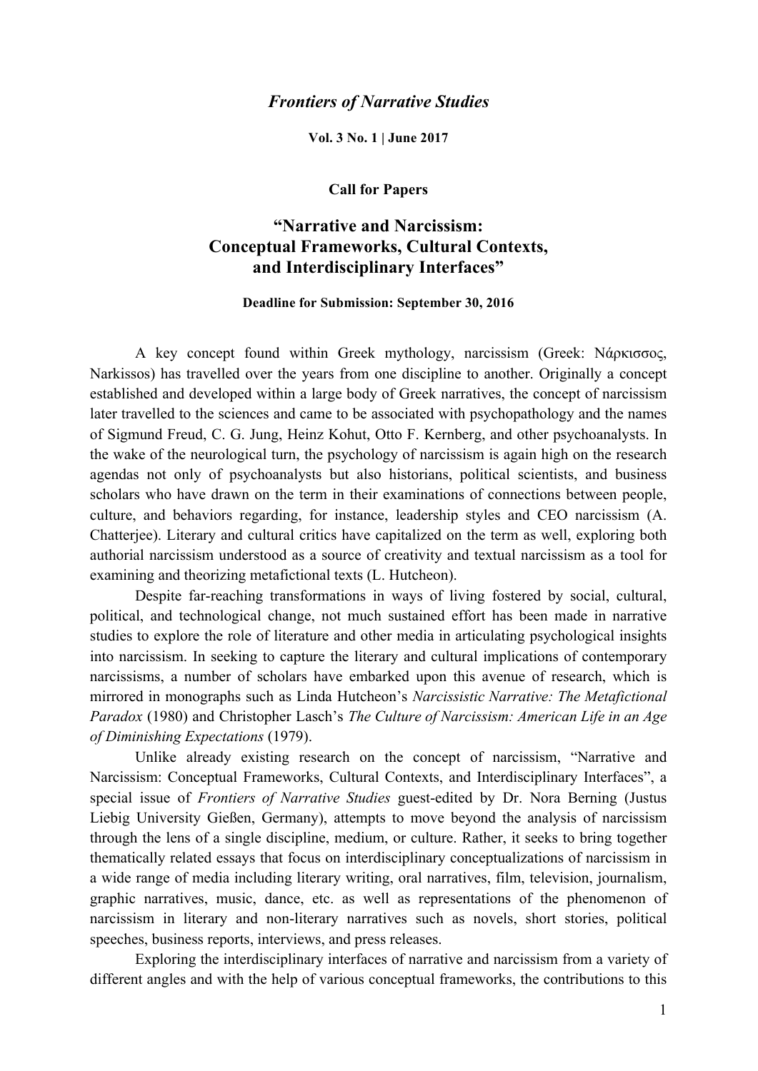*Frontiers of Narrative Studies*

**Vol. 3 No. 1 | June 2017**

**Call for Papers**

# "Narrative and Narcissism: Conceptual Frameworks, Cultural Contexts, and Interdisciplinary Interfaces"

**Deadline for Submission: September 30, 2016**

A key concept found within Greek mythology, narcissism (Greek: Νάρκισσος, Narkissos) has travelled over the years from one discipline to another. Originally a concept established and developed within a large body of Greek narratives, the concept of narcissism later travelled to the sciences and came to be associated with psychopathology and the names of Sigmund Freud, C. G. Jung, Heinz Kohut, Otto F. Kernberg, and other psychoanalysts. In the wake of the neurological turn, the psychology of narcissism is again high on the research agendas not only of psychoanalysts but also historians, political scientists, and business scholars who have drawn on the term in their examinations of connections between people, culture, and behaviors regarding, for instance, leadership styles and CEO narcissism (A. Chatterjee). Literary and cultural critics have capitalized on the term as well, exploring both authorial narcissism understood as a source of creativity and textual narcissism as a tool for examining and theorizing metafictional texts (L. Hutcheon).

Despite far-reaching transformations in ways of living fostered by social, cultural, political, and technological change, not much sustained effort has been made in narrative studies to explore the role of literature and other media in articulating psychological insights into narcissism. In seeking to capture the literary and cultural implications of contemporary narcissisms, a number of scholars have embarked upon this avenue of research, which is mirrored in monographs such as Linda Hutcheon's *Narcissistic Narrative: The Metafictional Paradox* (1980) and Christopher Lasch's *The Culture of Narcissism: American Life in an Age of Diminishing Expectations* (1979).

Unlike already existing research on the concept of narcissism, "Narrative and Narcissism: Conceptual Frameworks, Cultural Contexts, and Interdisciplinary Interfaces", a special issue of *Frontiers of Narrative Studies* guest-edited by Dr. Nora Berning (Justus Liebig University Gießen, Germany), attempts to move beyond the analysis of narcissism through the lens of a single discipline, medium, or culture. Rather, it seeks to bring together thematically related essays that focus on interdisciplinary conceptualizations of narcissism in a wide range of media including literary writing, oral narratives, film, television, journalism, graphic narratives, music, dance, etc. as well as representations of the phenomenon of narcissism in literary and non-literary narratives such as novels, short stories, political speeches, business reports, interviews, and press releases.

Exploring the interdisciplinary interfaces of narrative and narcissism from a variety of different angles and with the help of various conceptual frameworks, the contributions to this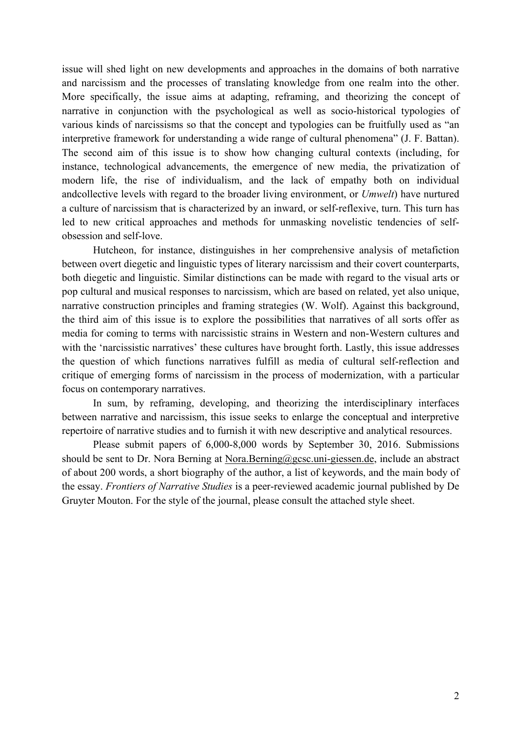issue will shed light on new developments and approaches in the domains of both narrative and narcissism and the processes of translating knowledge from one realm into the other. More specifically, the issue aims at adapting, reframing, and theorizing the concept of narrative in conjunction with the psychological as well as socio-historical typologies of various kinds of narcissisms so that the concept and typologies can be fruitfully used as "an interpretive framework for understanding a wide range of cultural phenomena" (J. F. Battan). The second aim of this issue is to show how changing cultural contexts (including, for instance, technological advancements, the emergence of new media, the privatization of modern life, the rise of individualism, and the lack of empathy both on individual andcollective levels with regard to the broader living environment, or *Umwelt*) have nurtured a culture of narcissism that is characterized by an inward, or self-reflexive, turn. This turn has led to new critical approaches and methods for unmasking novelistic tendencies of self-obsession and self-love.

Hutcheon, for instance, distinguishes in her comprehensive analysis of metafiction between overt diegetic and linguistic types of literary narcissism and their covert counterparts, both diegetic and linguistic. Similar distinctions can be made with regard to the visual arts or pop cultural and musical responses to narcissism, which are based on related, yet also unique, narrative construction principles and framing strategies (W. Wolf). Against this background, the third aim of this issue is to explore the possibilities that narratives of all sorts offer as media for coming to terms with narcissistic strains in Western and non-Western cultures and with the 'narcissistic narratives' these cultures have brought forth. Lastly, this issue addresses the question of which functions narratives fulfill as media of cultural self-reflection and critique of emerging forms of narcissism in the process of modernization, with a particular focus on contemporary narratives.

In sum, by reframing, developing, and theorizing the interdisciplinary interfaces between narrative and narcissism, this issue seeks to enlarge the conceptual and interpretive repertoire of narrative studies and to furnish it with new descriptive and analytical resources.

Please submit papers of 6,000-8,000 words by September 30, 2016. Submissions should be sent to Dr. Nora Berning at Nora.Berning@gcsc.uni-giessen.de, include an abstract of about 200 words, a short biography of the author, a list of keywords, and the main body of the essay. *Frontiers of Narrative Studies* is a peer-reviewed academic journal published by De Gruyter Mouton. For the style of the journal, please consult the attached style sheet.